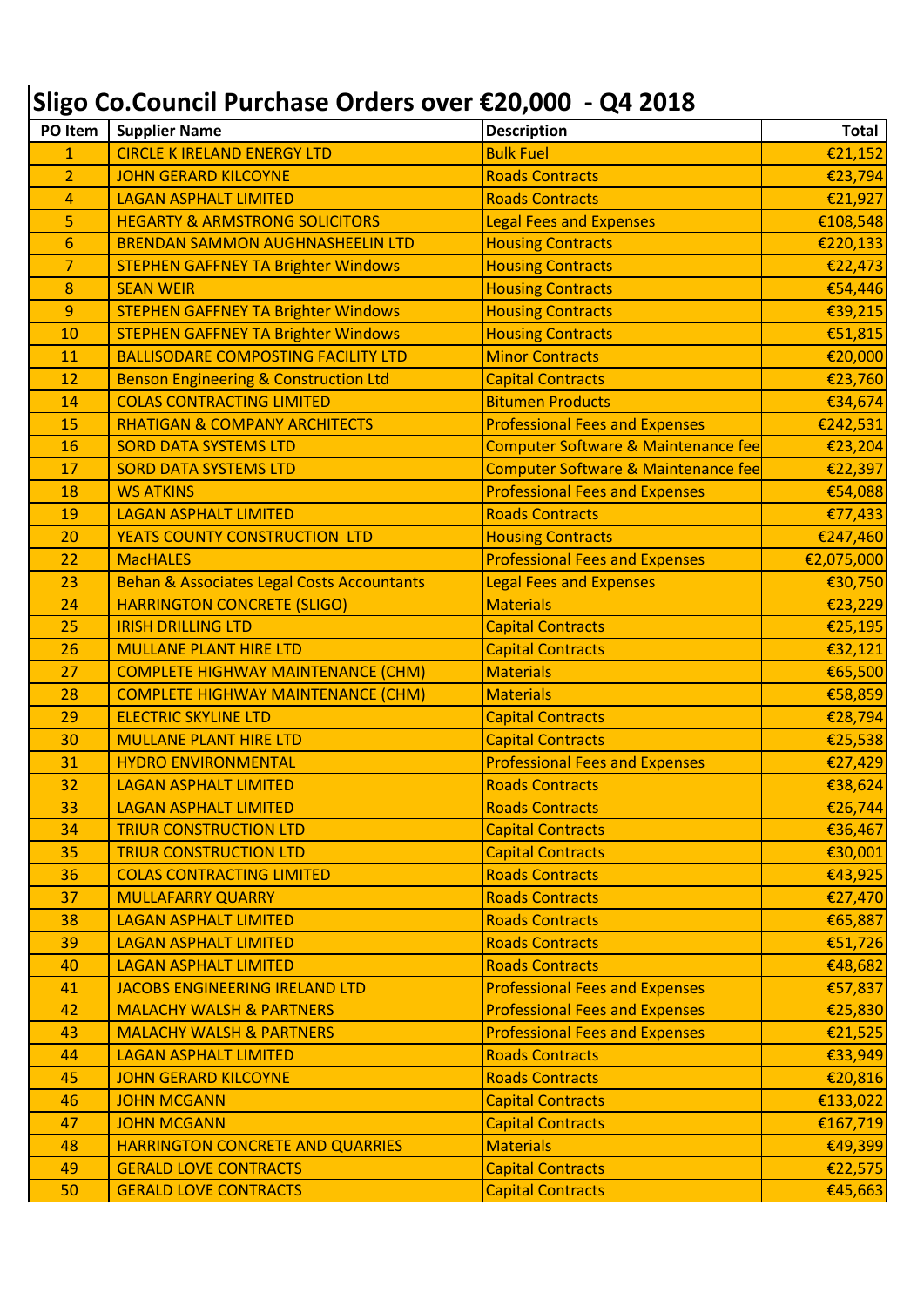# Sligo Co.Council Purchase Orders over €20,000 - Q4 2018

| PO Item | Supplier Name | Description | Total |
|---|---|---|---|
| 1 | CIRCLE K IRELAND ENERGY LTD | Bulk Fuel | €21,152 |
| 2 | JOHN GERARD KILCOYNE | Roads Contracts | €23,794 |
| 4 | LAGAN ASPHALT LIMITED | Roads Contracts | €21,927 |
| 5 | HEGARTY & ARMSTRONG SOLICITORS | Legal Fees and Expenses | €108,548 |
| 6 | BRENDAN SAMMON AUGHNASHEELIN LTD | Housing Contracts | €220,133 |
| 7 | STEPHEN GAFFNEY TA Brighter Windows | Housing Contracts | €22,473 |
| 8 | SEAN WEIR | Housing Contracts | €54,446 |
| 9 | STEPHEN GAFFNEY TA Brighter Windows | Housing Contracts | €39,215 |
| 10 | STEPHEN GAFFNEY TA Brighter Windows | Housing Contracts | €51,815 |
| 11 | BALLISODARE COMPOSTING FACILITY LTD | Minor Contracts | €20,000 |
| 12 | Benson Engineering & Construction Ltd | Capital Contracts | €23,760 |
| 14 | COLAS CONTRACTING LIMITED | Bitumen Products | €34,674 |
| 15 | RHATIGAN & COMPANY ARCHITECTS | Professional Fees and Expenses | €242,531 |
| 16 | SORD DATA SYSTEMS LTD | Computer Software & Maintenance fee | €23,204 |
| 17 | SORD DATA SYSTEMS LTD | Computer Software & Maintenance fee | €22,397 |
| 18 | WS ATKINS | Professional Fees and Expenses | €54,088 |
| 19 | LAGAN ASPHALT LIMITED | Roads Contracts | €77,433 |
| 20 | YEATS COUNTY CONSTRUCTION LTD | Housing Contracts | €247,460 |
| 22 | MacHALES | Professional Fees and Expenses | €2,075,000 |
| 23 | Behan & Associates Legal Costs Accountants | Legal Fees and Expenses | €30,750 |
| 24 | HARRINGTON CONCRETE (SLIGO) | Materials | €23,229 |
| 25 | IRISH DRILLING LTD | Capital Contracts | €25,195 |
| 26 | MULLANE PLANT HIRE LTD | Capital Contracts | €32,121 |
| 27 | COMPLETE HIGHWAY MAINTENANCE (CHM) | Materials | €65,500 |
| 28 | COMPLETE HIGHWAY MAINTENANCE (CHM) | Materials | €58,859 |
| 29 | ELECTRIC SKYLINE LTD | Capital Contracts | €28,794 |
| 30 | MULLANE PLANT HIRE LTD | Capital Contracts | €25,538 |
| 31 | HYDRO ENVIRONMENTAL | Professional Fees and Expenses | €27,429 |
| 32 | LAGAN ASPHALT LIMITED | Roads Contracts | €38,624 |
| 33 | LAGAN ASPHALT LIMITED | Roads Contracts | €26,744 |
| 34 | TRIUR CONSTRUCTION LTD | Capital Contracts | €36,467 |
| 35 | TRIUR CONSTRUCTION LTD | Capital Contracts | €30,001 |
| 36 | COLAS CONTRACTING LIMITED | Roads Contracts | €43,925 |
| 37 | MULLAFARRY QUARRY | Roads Contracts | €27,470 |
| 38 | LAGAN ASPHALT LIMITED | Roads Contracts | €65,887 |
| 39 | LAGAN ASPHALT LIMITED | Roads Contracts | €51,726 |
| 40 | LAGAN ASPHALT LIMITED | Roads Contracts | €48,682 |
| 41 | JACOBS ENGINEERING IRELAND LTD | Professional Fees and Expenses | €57,837 |
| 42 | MALACHY WALSH & PARTNERS | Professional Fees and Expenses | €25,830 |
| 43 | MALACHY WALSH & PARTNERS | Professional Fees and Expenses | €21,525 |
| 44 | LAGAN ASPHALT LIMITED | Roads Contracts | €33,949 |
| 45 | JOHN GERARD KILCOYNE | Roads Contracts | €20,816 |
| 46 | JOHN MCGANN | Capital Contracts | €133,022 |
| 47 | JOHN MCGANN | Capital Contracts | €167,719 |
| 48 | HARRINGTON CONCRETE AND QUARRIES | Materials | €49,399 |
| 49 | GERALD LOVE CONTRACTS | Capital Contracts | €22,575 |
| 50 | GERALD LOVE CONTRACTS | Capital Contracts | €45,663 |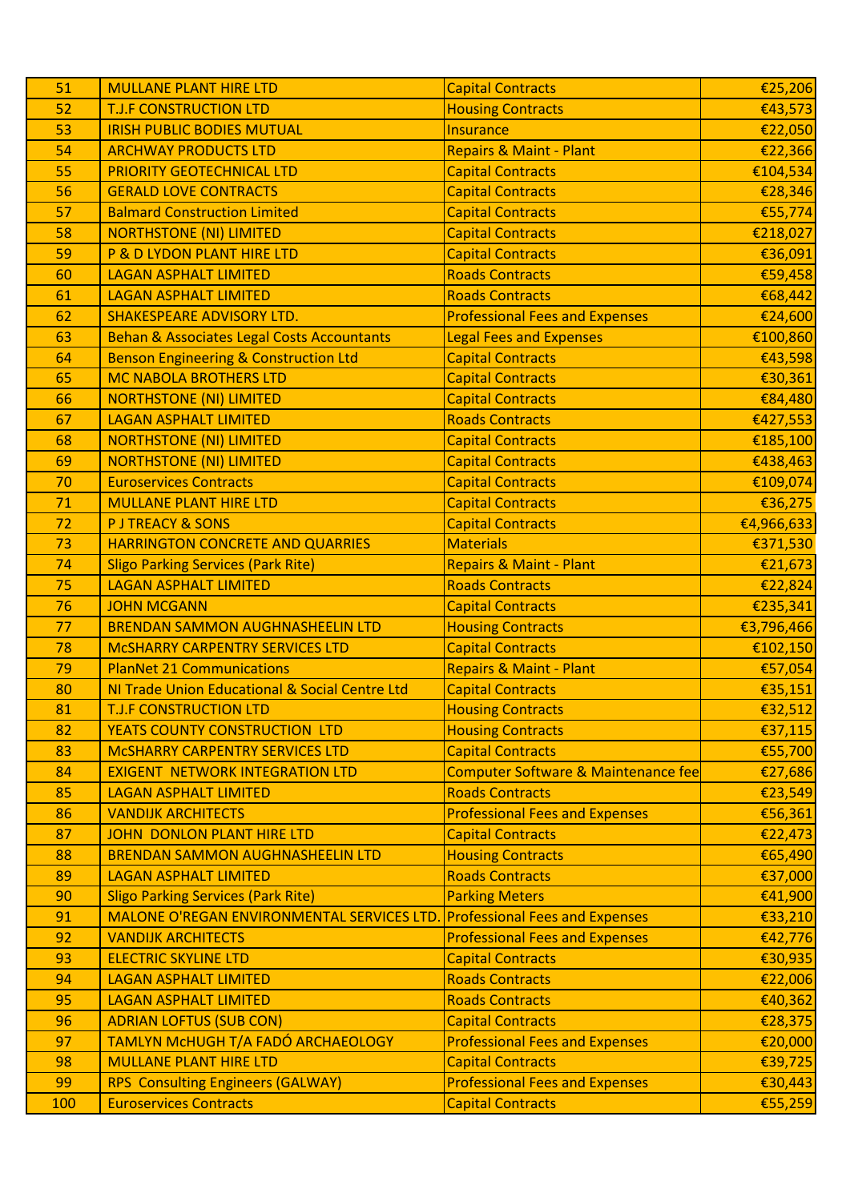| 51 | MULLANE PLANT HIRE LTD | Capital Contracts | €25,206 |
|---|---|---|---|
| 52 | T.J.F CONSTRUCTION LTD | Housing Contracts | €43,573 |
| 53 | IRISH PUBLIC BODIES MUTUAL | Insurance | €22,050 |
| 54 | ARCHWAY PRODUCTS LTD | Repairs & Maint - Plant | €22,366 |
| 55 | PRIORITY GEOTECHNICAL LTD | Capital Contracts | €104,534 |
| 56 | GERALD LOVE CONTRACTS | Capital Contracts | €28,346 |
| 57 | Balmard Construction Limited | Capital Contracts | €55,774 |
| 58 | NORTHSTONE (NI) LIMITED | Capital Contracts | €218,027 |
| 59 | P & D LYDON PLANT HIRE LTD | Capital Contracts | €36,091 |
| 60 | LAGAN ASPHALT LIMITED | Roads Contracts | €59,458 |
| 61 | LAGAN ASPHALT LIMITED | Roads Contracts | €68,442 |
| 62 | SHAKESPEARE ADVISORY LTD. | Professional Fees and Expenses | €24,600 |
| 63 | Behan & Associates Legal Costs Accountants | Legal Fees and Expenses | €100,860 |
| 64 | Benson Engineering & Construction Ltd | Capital Contracts | €43,598 |
| 65 | MC NABOLA BROTHERS LTD | Capital Contracts | €30,361 |
| 66 | NORTHSTONE (NI) LIMITED | Capital Contracts | €84,480 |
| 67 | LAGAN ASPHALT LIMITED | Roads Contracts | €427,553 |
| 68 | NORTHSTONE (NI) LIMITED | Capital Contracts | €185,100 |
| 69 | NORTHSTONE (NI) LIMITED | Capital Contracts | €438,463 |
| 70 | Euroservices Contracts | Capital Contracts | €109,074 |
| 71 | MULLANE PLANT HIRE LTD | Capital Contracts | €36,275 |
| 72 | P J TREACY & SONS | Capital Contracts | €4,966,633 |
| 73 | HARRINGTON CONCRETE AND QUARRIES | Materials | €371,530 |
| 74 | Sligo Parking Services (Park Rite) | Repairs & Maint - Plant | €21,673 |
| 75 | LAGAN ASPHALT LIMITED | Roads Contracts | €22,824 |
| 76 | JOHN MCGANN | Capital Contracts | €235,341 |
| 77 | BRENDAN SAMMON AUGHNASHEELIN LTD | Housing Contracts | €3,796,466 |
| 78 | McSHARRY CARPENTRY SERVICES LTD | Capital Contracts | €102,150 |
| 79 | PlanNet 21 Communications | Repairs & Maint - Plant | €57,054 |
| 80 | NI Trade Union Educational & Social Centre Ltd | Capital Contracts | €35,151 |
| 81 | T.J.F CONSTRUCTION LTD | Housing Contracts | €32,512 |
| 82 | YEATS COUNTY CONSTRUCTION LTD | Housing Contracts | €37,115 |
| 83 | McSHARRY CARPENTRY SERVICES LTD | Capital Contracts | €55,700 |
| 84 | EXIGENT NETWORK INTEGRATION LTD | Computer Software & Maintenance fee | €27,686 |
| 85 | LAGAN ASPHALT LIMITED | Roads Contracts | €23,549 |
| 86 | VANDIJK ARCHITECTS | Professional Fees and Expenses | €56,361 |
| 87 | JOHN DONLON PLANT HIRE LTD | Capital Contracts | €22,473 |
| 88 | BRENDAN SAMMON AUGHNASHEELIN LTD | Housing Contracts | €65,490 |
| 89 | LAGAN ASPHALT LIMITED | Roads Contracts | €37,000 |
| 90 | Sligo Parking Services (Park Rite) | Parking Meters | €41,900 |
| 91 | MALONE O'REGAN ENVIRONMENTAL SERVICES LTD. | Professional Fees and Expenses | €33,210 |
| 92 | VANDIJK ARCHITECTS | Professional Fees and Expenses | €42,776 |
| 93 | ELECTRIC SKYLINE LTD | Capital Contracts | €30,935 |
| 94 | LAGAN ASPHALT LIMITED | Roads Contracts | €22,006 |
| 95 | LAGAN ASPHALT LIMITED | Roads Contracts | €40,362 |
| 96 | ADRIAN LOFTUS (SUB CON) | Capital Contracts | €28,375 |
| 97 | TAMLYN McHUGH T/A FADÓ ARCHAEOLOGY | Professional Fees and Expenses | €20,000 |
| 98 | MULLANE PLANT HIRE LTD | Capital Contracts | €39,725 |
| 99 | RPS Consulting Engineers (GALWAY) | Professional Fees and Expenses | €30,443 |
| 100 | Euroservices Contracts | Capital Contracts | €55,259 |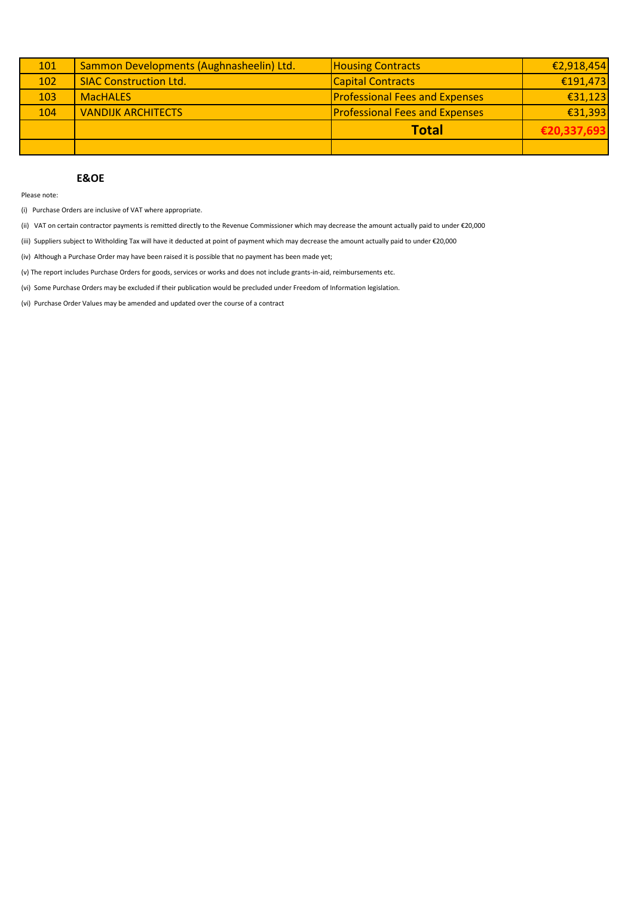| | | | |
|---|---|---|---|
| 101 | Sammon Developments (Aughnasheelin) Ltd. | Housing Contracts | €2,918,454 |
| 102 | SIAC Construction Ltd. | Capital Contracts | €191,473 |
| 103 | MacHALES | Professional Fees and Expenses | €31,123 |
| 104 | VANDIJK ARCHITECTS | Professional Fees and Expenses | €31,393 |
| | | **Total** | **€20,337,693** |
| | | | |

**E&OE**

Please note:

(i) Purchase Orders are inclusive of VAT where appropriate.

(ii) VAT on certain contractor payments is remitted directly to the Revenue Commissioner which may decrease the amount actually paid to under €20,000

(iii) Suppliers subject to Witholding Tax will have it deducted at point of payment which may decrease the amount actually paid to under €20,000

(iv) Although a Purchase Order may have been raised it is possible that no payment has been made yet;

(v) The report includes Purchase Orders for goods, services or works and does not include grants-in-aid, reimbursements etc.

(vi) Some Purchase Orders may be excluded if their publication would be precluded under Freedom of Information legislation.

(vi) Purchase Order Values may be amended and updated over the course of a contract